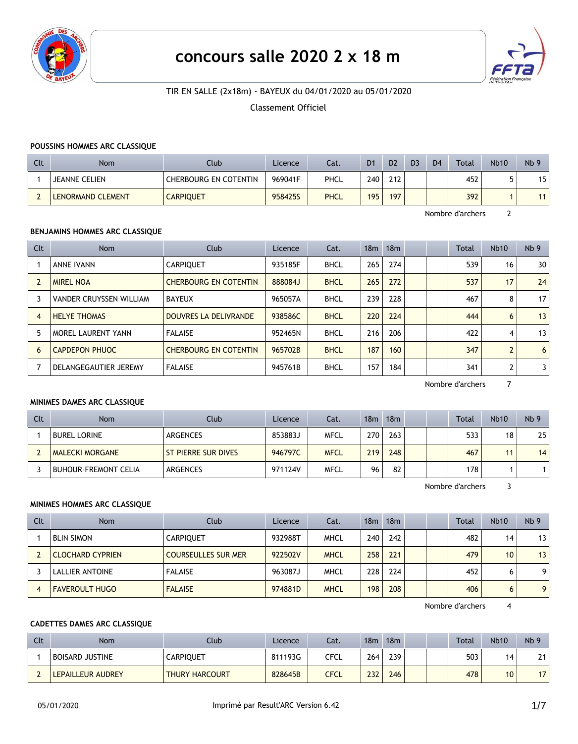# concours salle 2020 2 x 18 m

TIR EN SALLE (2x18m) - BAYEUX du 04/01/2020 au 05/01/2020

Classement Officiel

### POUSSINS HOMMES ARC CLASSIQUE

| Clt | Nom | Club | Licence | Cat. | D1 | D2 | D3 | D4 | Total | Nb10 | Nb 9 |
|---|---|---|---|---|---|---|---|---|---|---|---|
| 1 | JEANNE CELIEN | CHERBOURG EN COTENTIN | 969041F | PHCL | 240 | 212 | | | 452 | 5 | 15 |
| 2 | LENORMAND CLEMENT | CARPIQUET | 958425S | PHCL | 195 | 197 | | | 392 | 1 | 11 |

Nombre d'archers 2

### BENJAMINS HOMMES ARC CLASSIQUE

| Clt | Nom | Club | Licence | Cat. | 18m | 18m | | | Total | Nb10 | Nb 9 |
|---|---|---|---|---|---|---|---|---|---|---|---|
| 1 | ANNE IVANN | CARPIQUET | 935185F | BHCL | 265 | 274 | | | 539 | 16 | 30 |
| 2 | MIREL NOA | CHERBOURG EN COTENTIN | 888084J | BHCL | 265 | 272 | | | 537 | 17 | 24 |
| 3 | VANDER CRUYSSEN WILLIAM | BAYEUX | 965057A | BHCL | 239 | 228 | | | 467 | 8 | 17 |
| 4 | HELYE THOMAS | DOUVRES LA DELIVRANDE | 938586C | BHCL | 220 | 224 | | | 444 | 6 | 13 |
| 5 | MOREL LAURENT YANN | FALAISE | 952465N | BHCL | 216 | 206 | | | 422 | 4 | 13 |
| 6 | CAPDEPON PHUOC | CHERBOURG EN COTENTIN | 965702B | BHCL | 187 | 160 | | | 347 | 2 | 6 |
| 7 | DELANGEGAUTIER JEREMY | FALAISE | 945761B | BHCL | 157 | 184 | | | 341 | 2 | 3 |

Nombre d'archers 7

### MINIMES DAMES ARC CLASSIQUE

| Clt | Nom | Club | Licence | Cat. | 18m | 18m | | | Total | Nb10 | Nb 9 |
|---|---|---|---|---|---|---|---|---|---|---|---|
| 1 | BUREL LORINE | ARGENCES | 853883J | MFCL | 270 | 263 | | | 533 | 18 | 25 |
| 2 | MALECKI MORGANE | ST PIERRE SUR DIVES | 946797C | MFCL | 219 | 248 | | | 467 | 11 | 14 |
| 3 | BUHOUR-FREMONT CELIA | ARGENCES | 971124V | MFCL | 96 | 82 | | | 178 | 1 | 1 |

Nombre d'archers 3

### MINIMES HOMMES ARC CLASSIQUE

| Clt | Nom | Club | Licence | Cat. | 18m | 18m | | | Total | Nb10 | Nb 9 |
|---|---|---|---|---|---|---|---|---|---|---|---|
| 1 | BLIN SIMON | CARPIQUET | 932988T | MHCL | 240 | 242 | | | 482 | 14 | 13 |
| 2 | CLOCHARD CYPRIEN | COURSEULLES SUR MER | 922502V | MHCL | 258 | 221 | | | 479 | 10 | 13 |
| 3 | LALLIER ANTOINE | FALAISE | 963087J | MHCL | 228 | 224 | | | 452 | 6 | 9 |
| 4 | FAVEROULT HUGO | FALAISE | 974881D | MHCL | 198 | 208 | | | 406 | 6 | 9 |

Nombre d'archers 4

### CADETTES DAMES ARC CLASSIQUE

| Clt | Nom | Club | Licence | Cat. | 18m | 18m | | | Total | Nb10 | Nb 9 |
|---|---|---|---|---|---|---|---|---|---|---|---|
| 1 | BOISARD JUSTINE | CARPIQUET | 811193G | CFCL | 264 | 239 | | | 503 | 14 | 21 |
| 2 | LEPAILLEUR AUDREY | THURY HARCOURT | 828645B | CFCL | 232 | 246 | | | 478 | 10 | 17 |

05/01/2020 Imprimé par Result'ARC Version 6.42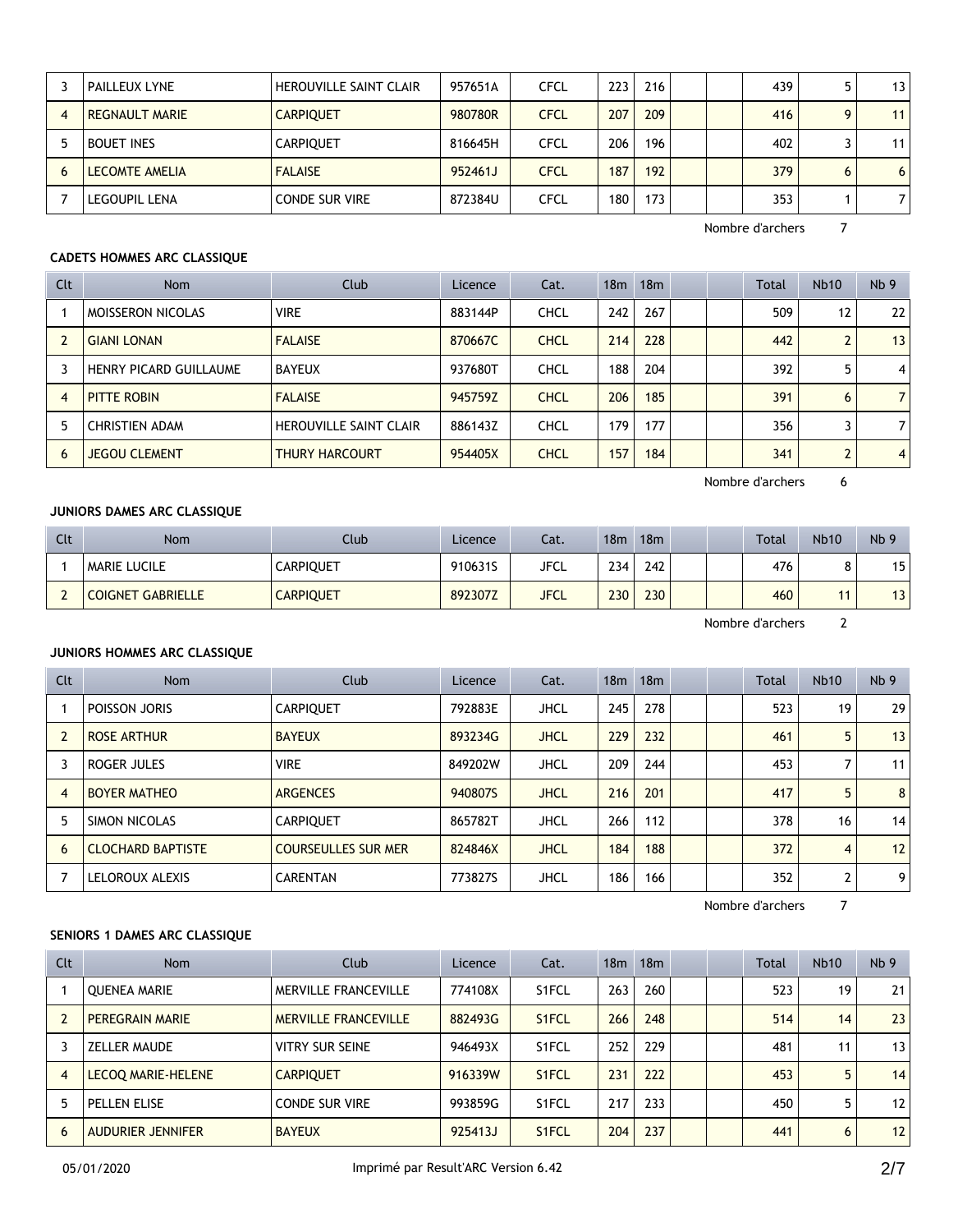| Clt | Nom | Club | Licence | Cat. | 18m | 18m | | | Total | Nb10 | Nb 9 |
|---|---|---|---|---|---|---|---|---|---|---|---|
| 3 | PAILLEUX LYNE | HEROUVILLE SAINT CLAIR | 957651A | CFCL | 223 | 216 | | | 439 | 5 | 13 |
| 4 | REGNAULT MARIE | CARPIQUET | 980780R | CFCL | 207 | 209 | | | 416 | 9 | 11 |
| 5 | BOUET INES | CARPIQUET | 816645H | CFCL | 206 | 196 | | | 402 | 3 | 11 |
| 6 | LECOMTE AMELIA | FALAISE | 952461J | CFCL | 187 | 192 | | | 379 | 6 | 6 |
| 7 | LEGOUPIL LENA | CONDE SUR VIRE | 872384U | CFCL | 180 | 173 | | | 353 | 1 | 7 |

Nombre d'archers 7

### CADETS HOMMES ARC CLASSIQUE

| Clt | Nom | Club | Licence | Cat. | 18m | 18m | | | Total | Nb10 | Nb 9 |
|---|---|---|---|---|---|---|---|---|---|---|---|
| 1 | MOISSERON NICOLAS | VIRE | 883144P | CHCL | 242 | 267 | | | 509 | 12 | 22 |
| 2 | GIANI LONAN | FALAISE | 870667C | CHCL | 214 | 228 | | | 442 | 2 | 13 |
| 3 | HENRY PICARD GUILLAUME | BAYEUX | 937680T | CHCL | 188 | 204 | | | 392 | 5 | 4 |
| 4 | PITTE ROBIN | FALAISE | 945759Z | CHCL | 206 | 185 | | | 391 | 6 | 7 |
| 5 | CHRISTIEN ADAM | HEROUVILLE SAINT CLAIR | 886143Z | CHCL | 179 | 177 | | | 356 | 3 | 7 |
| 6 | JEGOU CLEMENT | THURY HARCOURT | 954405X | CHCL | 157 | 184 | | | 341 | 2 | 4 |

Nombre d'archers 6

### JUNIORS DAMES ARC CLASSIQUE

| Clt | Nom | Club | Licence | Cat. | 18m | 18m | | | Total | Nb10 | Nb 9 |
|---|---|---|---|---|---|---|---|---|---|---|---|
| 1 | MARIE LUCILE | CARPIQUET | 910631S | JFCL | 234 | 242 | | | 476 | 8 | 15 |
| 2 | COIGNET GABRIELLE | CARPIQUET | 892307Z | JFCL | 230 | 230 | | | 460 | 11 | 13 |

Nombre d'archers 2

### JUNIORS HOMMES ARC CLASSIQUE

| Clt | Nom | Club | Licence | Cat. | 18m | 18m | | | Total | Nb10 | Nb 9 |
|---|---|---|---|---|---|---|---|---|---|---|---|
| 1 | POISSON JORIS | CARPIQUET | 792883E | JHCL | 245 | 278 | | | 523 | 19 | 29 |
| 2 | ROSE ARTHUR | BAYEUX | 893234G | JHCL | 229 | 232 | | | 461 | 5 | 13 |
| 3 | ROGER JULES | VIRE | 849202W | JHCL | 209 | 244 | | | 453 | 7 | 11 |
| 4 | BOYER MATHEO | ARGENCES | 940807S | JHCL | 216 | 201 | | | 417 | 5 | 8 |
| 5 | SIMON NICOLAS | CARPIQUET | 865782T | JHCL | 266 | 112 | | | 378 | 16 | 14 |
| 6 | CLOCHARD BAPTISTE | COURSEULLES SUR MER | 824846X | JHCL | 184 | 188 | | | 372 | 4 | 12 |
| 7 | LELOROUX ALEXIS | CARENTAN | 773827S | JHCL | 186 | 166 | | | 352 | 2 | 9 |

Nombre d'archers 7

### SENIORS 1 DAMES ARC CLASSIQUE

| Clt | Nom | Club | Licence | Cat. | 18m | 18m | | | Total | Nb10 | Nb 9 |
|---|---|---|---|---|---|---|---|---|---|---|---|
| 1 | QUENEA MARIE | MERVILLE FRANCEVILLE | 774108X | S1FCL | 263 | 260 | | | 523 | 19 | 21 |
| 2 | PEREGRAIN MARIE | MERVILLE FRANCEVILLE | 882493G | S1FCL | 266 | 248 | | | 514 | 14 | 23 |
| 3 | ZELLER MAUDE | VITRY SUR SEINE | 946493X | S1FCL | 252 | 229 | | | 481 | 11 | 13 |
| 4 | LECOQ MARIE-HELENE | CARPIQUET | 916339W | S1FCL | 231 | 222 | | | 453 | 5 | 14 |
| 5 | PELLEN ELISE | CONDE SUR VIRE | 993859G | S1FCL | 217 | 233 | | | 450 | 5 | 12 |
| 6 | AUDURIER JENNIFER | BAYEUX | 925413J | S1FCL | 204 | 237 | | | 441 | 6 | 12 |

05/01/2020 Imprimé par Result'ARC Version 6.42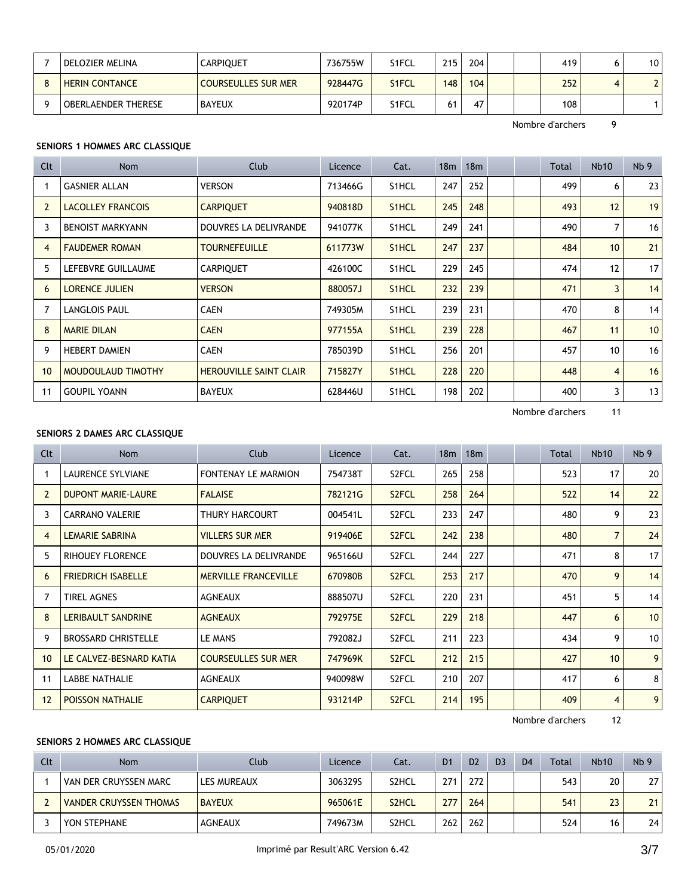| 7 | DELOZIER MELINA | CARPIQUET | 736755W | S1FCL | 215 | 204 | | | 419 | 6 | 10 |
|---|---|---|---|---|---|---|---|---|---|---|---|
| 8 | HERIN CONTANCE | COURSEULLES SUR MER | 928447G | S1FCL | 148 | 104 | | | 252 | 4 | 2 |
| 9 | OBERLAENDER THERESE | BAYEUX | 920174P | S1FCL | 61 | 47 | | | 108 | | 1 |

Nombre d'archers 9

**SENIORS 1 HOMMES ARC CLASSIQUE**

| Clt | Nom | Club | Licence | Cat. | 18m | 18m | | | Total | Nb10 | Nb 9 |
|---|---|---|---|---|---|---|---|---|---|---|---|
| 1 | GASNIER ALLAN | VERSON | 713466G | S1HCL | 247 | 252 | | | 499 | 6 | 23 |
| 2 | LACOLLEY FRANCOIS | CARPIQUET | 940818D | S1HCL | 245 | 248 | | | 493 | 12 | 19 |
| 3 | BENOIST MARKYANN | DOUVRES LA DELIVRANDE | 941077K | S1HCL | 249 | 241 | | | 490 | 7 | 16 |
| 4 | FAUDEMER ROMAN | TOURNEFEUILLE | 611773W | S1HCL | 247 | 237 | | | 484 | 10 | 21 |
| 5 | LEFEBVRE GUILLAUME | CARPIQUET | 426100C | S1HCL | 229 | 245 | | | 474 | 12 | 17 |
| 6 | LORENCE JULIEN | VERSON | 880057J | S1HCL | 232 | 239 | | | 471 | 3 | 14 |
| 7 | LANGLOIS PAUL | CAEN | 749305M | S1HCL | 239 | 231 | | | 470 | 8 | 14 |
| 8 | MARIE DILAN | CAEN | 977155A | S1HCL | 239 | 228 | | | 467 | 11 | 10 |
| 9 | HEBERT DAMIEN | CAEN | 785039D | S1HCL | 256 | 201 | | | 457 | 10 | 16 |
| 10 | MOUDOULAUD TIMOTHY | HEROUVILLE SAINT CLAIR | 715827Y | S1HCL | 228 | 220 | | | 448 | 4 | 16 |
| 11 | GOUPIL YOANN | BAYEUX | 628446U | S1HCL | 198 | 202 | | | 400 | 3 | 13 |

Nombre d'archers 11

**SENIORS 2 DAMES ARC CLASSIQUE**

| Clt | Nom | Club | Licence | Cat. | 18m | 18m | | | Total | Nb10 | Nb 9 |
|---|---|---|---|---|---|---|---|---|---|---|---|
| 1 | LAURENCE SYLVIANE | FONTENAY LE MARMION | 754738T | S2FCL | 265 | 258 | | | 523 | 17 | 20 |
| 2 | DUPONT MARIE-LAURE | FALAISE | 782121G | S2FCL | 258 | 264 | | | 522 | 14 | 22 |
| 3 | CARRANO VALERIE | THURY HARCOURT | 004541L | S2FCL | 233 | 247 | | | 480 | 9 | 23 |
| 4 | LEMARIE SABRINA | VILLERS SUR MER | 919406E | S2FCL | 242 | 238 | | | 480 | 7 | 24 |
| 5 | RIHOUEY FLORENCE | DOUVRES LA DELIVRANDE | 965166U | S2FCL | 244 | 227 | | | 471 | 8 | 17 |
| 6 | FRIEDRICH ISABELLE | MERVILLE FRANCEVILLE | 670980B | S2FCL | 253 | 217 | | | 470 | 9 | 14 |
| 7 | TIREL AGNES | AGNEAUX | 888507U | S2FCL | 220 | 231 | | | 451 | 5 | 14 |
| 8 | LERIBAULT SANDRINE | AGNEAUX | 792975E | S2FCL | 229 | 218 | | | 447 | 6 | 10 |
| 9 | BROSSARD CHRISTELLE | LE MANS | 792082J | S2FCL | 211 | 223 | | | 434 | 9 | 10 |
| 10 | LE CALVEZ-BESNARD KATIA | COURSEULLES SUR MER | 747969K | S2FCL | 212 | 215 | | | 427 | 10 | 9 |
| 11 | LABBE NATHALIE | AGNEAUX | 940098W | S2FCL | 210 | 207 | | | 417 | 6 | 8 |
| 12 | POISSON NATHALIE | CARPIQUET | 931214P | S2FCL | 214 | 195 | | | 409 | 4 | 9 |

Nombre d'archers 12

**SENIORS 2 HOMMES ARC CLASSIQUE**

| Clt | Nom | Club | Licence | Cat. | D1 | D2 | D3 | D4 | Total | Nb10 | Nb 9 |
|---|---|---|---|---|---|---|---|---|---|---|---|
| 1 | VAN DER CRUYSSEN MARC | LES MUREAUX | 306329S | S2HCL | 271 | 272 | | | 543 | 20 | 27 |
| 2 | VANDER CRUYSSEN THOMAS | BAYEUX | 965061E | S2HCL | 277 | 264 | | | 541 | 23 | 21 |
| 3 | YON STEPHANE | AGNEAUX | 749673M | S2HCL | 262 | 262 | | | 524 | 16 | 24 |

05/01/2020 Imprimé par Result'ARC Version 6.42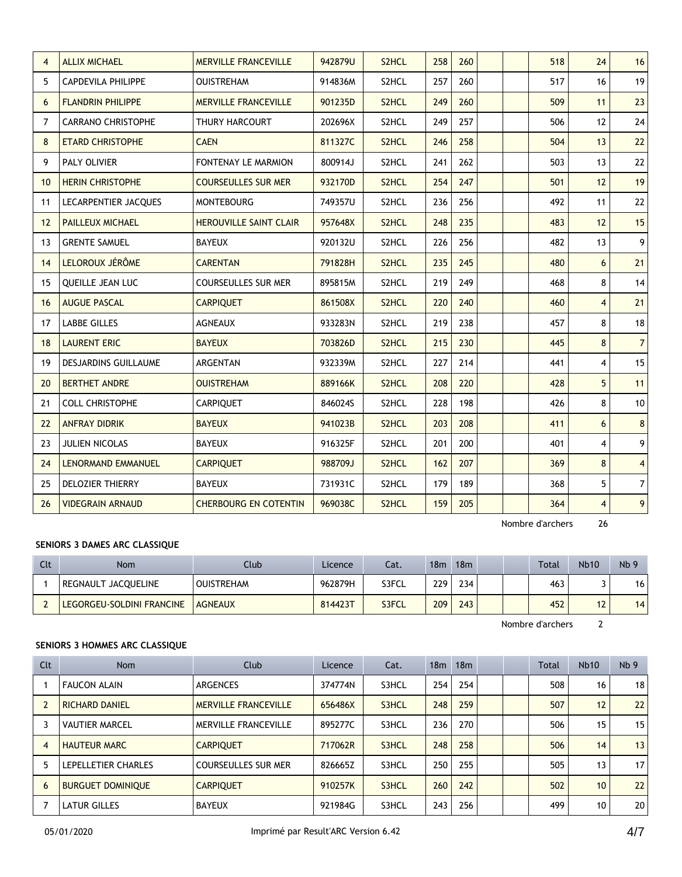| Clt | Nom | Club | Licence | Cat. | 18m | 18m | | | Total | Nb10 | Nb 9 |
|---|---|---|---|---|---|---|---|---|---|---|---|
| 4 | ALLIX MICHAEL | MERVILLE FRANCEVILLE | 942879U | S2HCL | 258 | 260 | | | 518 | 24 | 16 |
| 5 | CAPDEVILA PHILIPPE | OUISTREHAM | 914836M | S2HCL | 257 | 260 | | | 517 | 16 | 19 |
| 6 | FLANDRIN PHILIPPE | MERVILLE FRANCEVILLE | 901235D | S2HCL | 249 | 260 | | | 509 | 11 | 23 |
| 7 | CARRANO CHRISTOPHE | THURY HARCOURT | 202696X | S2HCL | 249 | 257 | | | 506 | 12 | 24 |
| 8 | ETARD CHRISTOPHE | CAEN | 811327C | S2HCL | 246 | 258 | | | 504 | 13 | 22 |
| 9 | PALY OLIVIER | FONTENAY LE MARMION | 800914J | S2HCL | 241 | 262 | | | 503 | 13 | 22 |
| 10 | HERIN CHRISTOPHE | COURSEULLES SUR MER | 932170D | S2HCL | 254 | 247 | | | 501 | 12 | 19 |
| 11 | LECARPENTIER JACQUES | MONTEBOURG | 749357U | S2HCL | 236 | 256 | | | 492 | 11 | 22 |
| 12 | PAILLEUX MICHAEL | HEROUVILLE SAINT CLAIR | 957648X | S2HCL | 248 | 235 | | | 483 | 12 | 15 |
| 13 | GRENTE SAMUEL | BAYEUX | 920132U | S2HCL | 226 | 256 | | | 482 | 13 | 9 |
| 14 | LELOROUX JÉRÔME | CARENTAN | 791828H | S2HCL | 235 | 245 | | | 480 | 6 | 21 |
| 15 | QUEILLE JEAN LUC | COURSEULLES SUR MER | 895815M | S2HCL | 219 | 249 | | | 468 | 8 | 14 |
| 16 | AUGUE PASCAL | CARPIQUET | 861508X | S2HCL | 220 | 240 | | | 460 | 4 | 21 |
| 17 | LABBE GILLES | AGNEAUX | 933283N | S2HCL | 219 | 238 | | | 457 | 8 | 18 |
| 18 | LAURENT ERIC | BAYEUX | 703826D | S2HCL | 215 | 230 | | | 445 | 8 | 7 |
| 19 | DESJARDINS GUILLAUME | ARGENTAN | 932339M | S2HCL | 227 | 214 | | | 441 | 4 | 15 |
| 20 | BERTHET ANDRE | OUISTREHAM | 889166K | S2HCL | 208 | 220 | | | 428 | 5 | 11 |
| 21 | COLL CHRISTOPHE | CARPIQUET | 846024S | S2HCL | 228 | 198 | | | 426 | 8 | 10 |
| 22 | ANFRAY DIDRIK | BAYEUX | 941023B | S2HCL | 203 | 208 | | | 411 | 6 | 8 |
| 23 | JULIEN NICOLAS | BAYEUX | 916325F | S2HCL | 201 | 200 | | | 401 | 4 | 9 |
| 24 | LENORMAND EMMANUEL | CARPIQUET | 988709J | S2HCL | 162 | 207 | | | 369 | 8 | 4 |
| 25 | DELOZIER THIERRY | BAYEUX | 731931C | S2HCL | 179 | 189 | | | 368 | 5 | 7 |
| 26 | VIDEGRAIN ARNAUD | CHERBOURG EN COTENTIN | 969038C | S2HCL | 159 | 205 | | | 364 | 4 | 9 |

Nombre d'archers 26

**SENIORS 3 DAMES ARC CLASSIQUE**

| Clt | Nom | Club | Licence | Cat. | 18m | 18m | | | Total | Nb10 | Nb 9 |
|---|---|---|---|---|---|---|---|---|---|---|---|
| 1 | REGNAULT JACQUELINE | OUISTREHAM | 962879H | S3FCL | 229 | 234 | | | 463 | 3 | 16 |
| 2 | LEGORGEU-SOLDINI FRANCINE | AGNEAUX | 814423T | S3FCL | 209 | 243 | | | 452 | 12 | 14 |

Nombre d'archers 2

**SENIORS 3 HOMMES ARC CLASSIQUE**

| Clt | Nom | Club | Licence | Cat. | 18m | 18m | | | Total | Nb10 | Nb 9 |
|---|---|---|---|---|---|---|---|---|---|---|---|
| 1 | FAUCON ALAIN | ARGENCES | 374774N | S3HCL | 254 | 254 | | | 508 | 16 | 18 |
| 2 | RICHARD DANIEL | MERVILLE FRANCEVILLE | 656486X | S3HCL | 248 | 259 | | | 507 | 12 | 22 |
| 3 | VAUTIER MARCEL | MERVILLE FRANCEVILLE | 895277C | S3HCL | 236 | 270 | | | 506 | 15 | 15 |
| 4 | HAUTEUR MARC | CARPIQUET | 717062R | S3HCL | 248 | 258 | | | 506 | 14 | 13 |
| 5 | LEPELLETIER CHARLES | COURSEULLES SUR MER | 826665Z | S3HCL | 250 | 255 | | | 505 | 13 | 17 |
| 6 | BURGUET DOMINIQUE | CARPIQUET | 910257K | S3HCL | 260 | 242 | | | 502 | 10 | 22 |
| 7 | LATUR GILLES | BAYEUX | 921984G | S3HCL | 243 | 256 | | | 499 | 10 | 20 |

05/01/2020 Imprimé par Result'ARC Version 6.42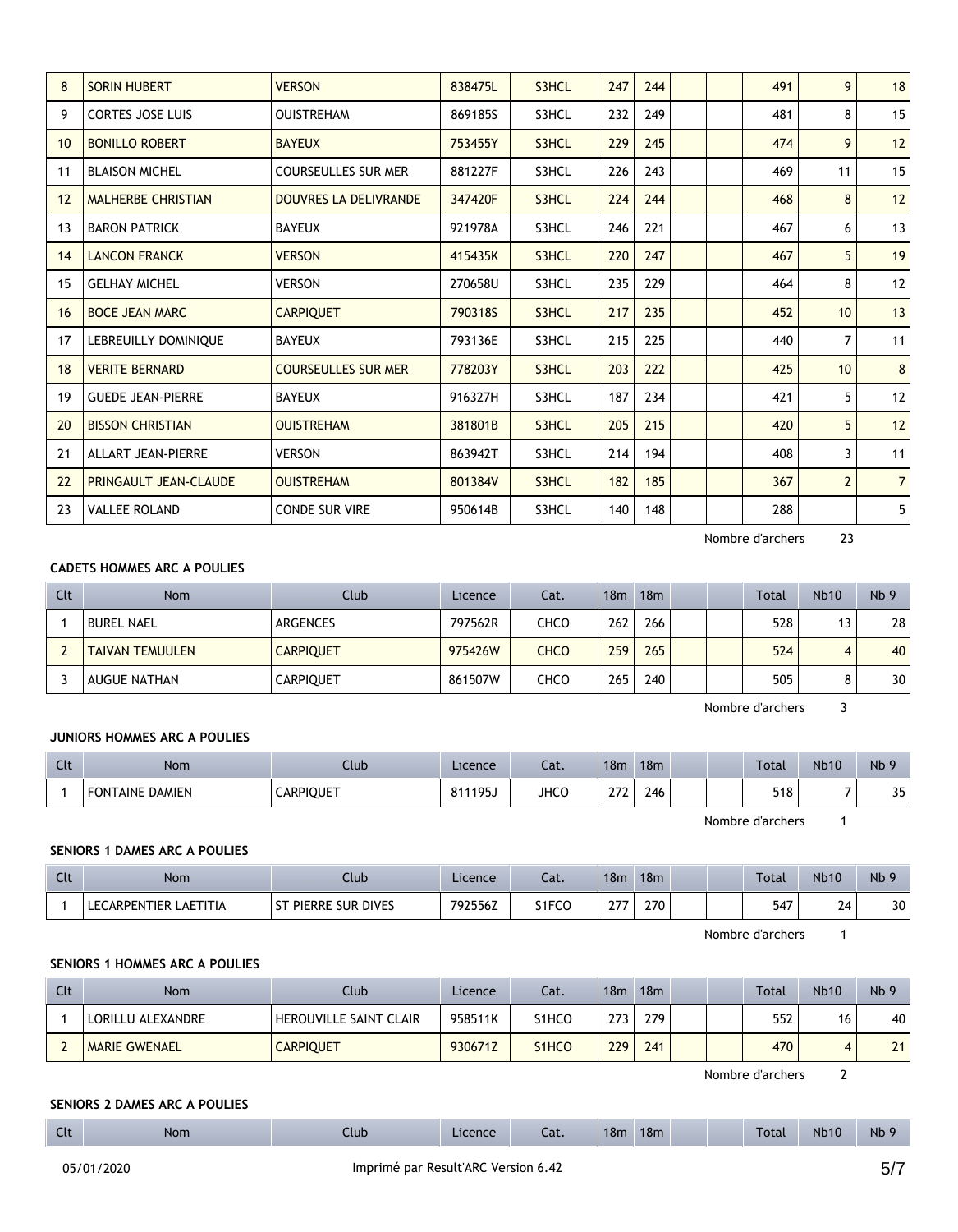| 8 | SORIN HUBERT | VERSON | 838475L | S3HCL | 247 | 244 | | | 491 | 9 | 18 |
|---|---|---|---|---|---|---|---|---|---|---|---|
| 9 | CORTES JOSE LUIS | OUISTREHAM | 869185S | S3HCL | 232 | 249 | | | 481 | 8 | 15 |
| 10 | BONILLO ROBERT | BAYEUX | 753455Y | S3HCL | 229 | 245 | | | 474 | 9 | 12 |
| 11 | BLAISON MICHEL | COURSEULLES SUR MER | 881227F | S3HCL | 226 | 243 | | | 469 | 11 | 15 |
| 12 | MALHERBE CHRISTIAN | DOUVRES LA DELIVRANDE | 347420F | S3HCL | 224 | 244 | | | 468 | 8 | 12 |
| 13 | BARON PATRICK | BAYEUX | 921978A | S3HCL | 246 | 221 | | | 467 | 6 | 13 |
| 14 | LANCON FRANCK | VERSON | 415435K | S3HCL | 220 | 247 | | | 467 | 5 | 19 |
| 15 | GELHAY MICHEL | VERSON | 270658U | S3HCL | 235 | 229 | | | 464 | 8 | 12 |
| 16 | BOCE JEAN MARC | CARPIQUET | 790318S | S3HCL | 217 | 235 | | | 452 | 10 | 13 |
| 17 | LEBREUILLY DOMINIQUE | BAYEUX | 793136E | S3HCL | 215 | 225 | | | 440 | 7 | 11 |
| 18 | VERITE BERNARD | COURSEULLES SUR MER | 778203Y | S3HCL | 203 | 222 | | | 425 | 10 | 8 |
| 19 | GUEDE JEAN-PIERRE | BAYEUX | 916327H | S3HCL | 187 | 234 | | | 421 | 5 | 12 |
| 20 | BISSON CHRISTIAN | OUISTREHAM | 381801B | S3HCL | 205 | 215 | | | 420 | 5 | 12 |
| 21 | ALLART JEAN-PIERRE | VERSON | 863942T | S3HCL | 214 | 194 | | | 408 | 3 | 11 |
| 22 | PRINGAULT JEAN-CLAUDE | OUISTREHAM | 801384V | S3HCL | 182 | 185 | | | 367 | 2 | 7 |
| 23 | VALLEE ROLAND | CONDE SUR VIRE | 950614B | S3HCL | 140 | 148 | | | 288 | | 5 |

Nombre d'archers 23

#### CADETS HOMMES ARC A POULIES

| Clt | Nom | Club | Licence | Cat. | 18m | 18m | | | Total | Nb10 | Nb 9 |
|---|---|---|---|---|---|---|---|---|---|---|---|
| 1 | BUREL NAEL | ARGENCES | 797562R | CHCO | 262 | 266 | | | 528 | 13 | 28 |
| 2 | TAIVAN TEMUULEN | CARPIQUET | 975426W | CHCO | 259 | 265 | | | 524 | 4 | 40 |
| 3 | AUGUE NATHAN | CARPIQUET | 861507W | CHCO | 265 | 240 | | | 505 | 8 | 30 |

Nombre d'archers 3

#### JUNIORS HOMMES ARC A POULIES

| Clt | Nom | Club | Licence | Cat. | 18m | 18m | | | Total | Nb10 | Nb 9 |
|---|---|---|---|---|---|---|---|---|---|---|---|
| 1 | FONTAINE DAMIEN | CARPIQUET | 811195J | JHCO | 272 | 246 | | | 518 | 7 | 35 |

Nombre d'archers 1

#### SENIORS 1 DAMES ARC A POULIES

| Clt | Nom | Club | Licence | Cat. | 18m | 18m | | | Total | Nb10 | Nb 9 |
|---|---|---|---|---|---|---|---|---|---|---|---|
| 1 | LECARPENTIER LAETITIA | ST PIERRE SUR DIVES | 792556Z | S1FCO | 277 | 270 | | | 547 | 24 | 30 |

Nombre d'archers 1

#### SENIORS 1 HOMMES ARC A POULIES

| Clt | Nom | Club | Licence | Cat. | 18m | 18m | | | Total | Nb10 | Nb 9 |
|---|---|---|---|---|---|---|---|---|---|---|---|
| 1 | LORILLU ALEXANDRE | HEROUVILLE SAINT CLAIR | 958511K | S1HCO | 273 | 279 | | | 552 | 16 | 40 |
| 2 | MARIE GWENAEL | CARPIQUET | 930671Z | S1HCO | 229 | 241 | | | 470 | 4 | 21 |

Nombre d'archers 2

#### SENIORS 2 DAMES ARC A POULIES

| Clt | Nom | Club | Licence | Cat. | 18m | 18m | | | Total | Nb10 | Nb 9 |
|---|---|---|---|---|---|---|---|---|---|---|---|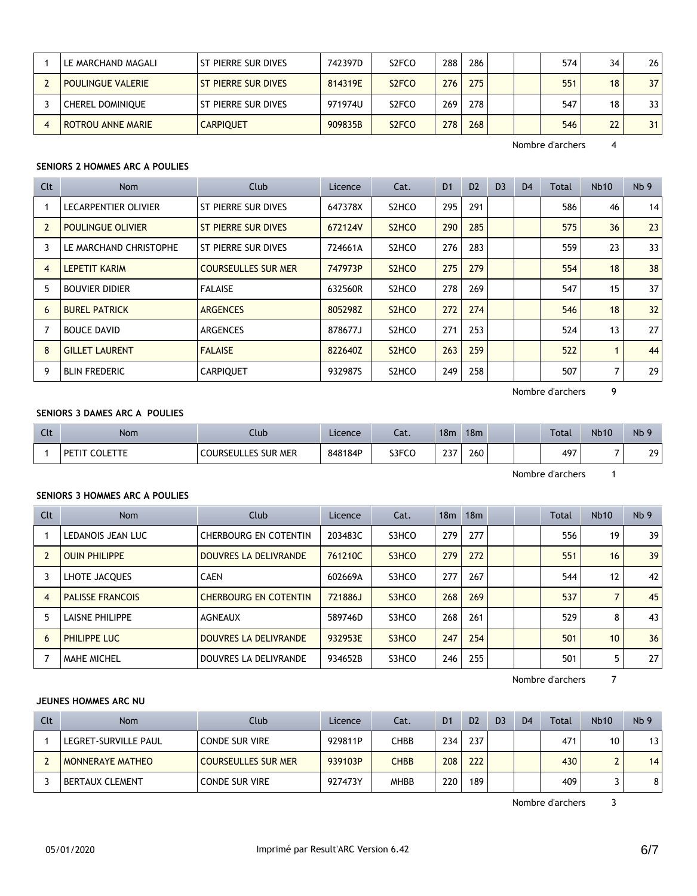| Clt | Nom | Club | Licence | Cat. | D1 | D2 | D3 | D4 | Total | Nb10 | Nb 9 |
|---|---|---|---|---|---|---|---|---|---|---|---|
| 1 | LE MARCHAND MAGALI | ST PIERRE SUR DIVES | 742397D | S2FCO | 288 | 286 | | | 574 | 34 | 26 |
| 2 | POULINGUE VALERIE | ST PIERRE SUR DIVES | 814319E | S2FCO | 276 | 275 | | | 551 | 18 | 37 |
| 3 | CHEREL DOMINIQUE | ST PIERRE SUR DIVES | 971974U | S2FCO | 269 | 278 | | | 547 | 18 | 33 |
| 4 | ROTROU ANNE MARIE | CARPIQUET | 909835B | S2FCO | 278 | 268 | | | 546 | 22 | 31 |

Nombre d'archers 4

**SENIORS 2 HOMMES ARC A POULIES**

| Clt | Nom | Club | Licence | Cat. | D1 | D2 | D3 | D4 | Total | Nb10 | Nb 9 |
|---|---|---|---|---|---|---|---|---|---|---|---|
| 1 | LECARPENTIER OLIVIER | ST PIERRE SUR DIVES | 647378X | S2HCO | 295 | 291 | | | 586 | 46 | 14 |
| 2 | POULINGUE OLIVIER | ST PIERRE SUR DIVES | 672124V | S2HCO | 290 | 285 | | | 575 | 36 | 23 |
| 3 | LE MARCHAND CHRISTOPHE | ST PIERRE SUR DIVES | 724661A | S2HCO | 276 | 283 | | | 559 | 23 | 33 |
| 4 | LEPETIT KARIM | COURSEULLES SUR MER | 747973P | S2HCO | 275 | 279 | | | 554 | 18 | 38 |
| 5 | BOUVIER DIDIER | FALAISE | 632560R | S2HCO | 278 | 269 | | | 547 | 15 | 37 |
| 6 | BUREL PATRICK | ARGENCES | 805298Z | S2HCO | 272 | 274 | | | 546 | 18 | 32 |
| 7 | BOUCE DAVID | ARGENCES | 878677J | S2HCO | 271 | 253 | | | 524 | 13 | 27 |
| 8 | GILLET LAURENT | FALAISE | 822640Z | S2HCO | 263 | 259 | | | 522 | 1 | 44 |
| 9 | BLIN FREDERIC | CARPIQUET | 932987S | S2HCO | 249 | 258 | | | 507 | 7 | 29 |

Nombre d'archers 9

**SENIORS 3 DAMES ARC A POULIES**

| Clt | Nom | Club | Licence | Cat. | 18m | 18m | | | Total | Nb10 | Nb 9 |
|---|---|---|---|---|---|---|---|---|---|---|---|
| 1 | PETIT COLETTE | COURSEULLES SUR MER | 848184P | S3FCO | 237 | 260 | | | 497 | 7 | 29 |

Nombre d'archers 1

**SENIORS 3 HOMMES ARC A POULIES**

| Clt | Nom | Club | Licence | Cat. | 18m | 18m | | | Total | Nb10 | Nb 9 |
|---|---|---|---|---|---|---|---|---|---|---|---|
| 1 | LEDANOIS JEAN LUC | CHERBOURG EN COTENTIN | 203483C | S3HCO | 279 | 277 | | | 556 | 19 | 39 |
| 2 | OUIN PHILIPPE | DOUVRES LA DELIVRANDE | 761210C | S3HCO | 279 | 272 | | | 551 | 16 | 39 |
| 3 | LHOTE JACQUES | CAEN | 602669A | S3HCO | 277 | 267 | | | 544 | 12 | 42 |
| 4 | PALISSE FRANCOIS | CHERBOURG EN COTENTIN | 721886J | S3HCO | 268 | 269 | | | 537 | 7 | 45 |
| 5 | LAISNE PHILIPPE | AGNEAUX | 589746D | S3HCO | 268 | 261 | | | 529 | 8 | 43 |
| 6 | PHILIPPE LUC | DOUVRES LA DELIVRANDE | 932953E | S3HCO | 247 | 254 | | | 501 | 10 | 36 |
| 7 | MAHE MICHEL | DOUVRES LA DELIVRANDE | 934652B | S3HCO | 246 | 255 | | | 501 | 5 | 27 |

Nombre d'archers 7

**JEUNES HOMMES ARC NU**

| Clt | Nom | Club | Licence | Cat. | D1 | D2 | D3 | D4 | Total | Nb10 | Nb 9 |
|---|---|---|---|---|---|---|---|---|---|---|---|
| 1 | LEGRET-SURVILLE PAUL | CONDE SUR VIRE | 929811P | CHBB | 234 | 237 | | | 471 | 10 | 13 |
| 2 | MONNERAYE MATHEO | COURSEULLES SUR MER | 939103P | CHBB | 208 | 222 | | | 430 | 2 | 14 |
| 3 | BERTAUX CLEMENT | CONDE SUR VIRE | 927473Y | MHBB | 220 | 189 | | | 409 | 3 | 8 |

Nombre d'archers 3

05/01/2020 Imprimé par Result'ARC Version 6.42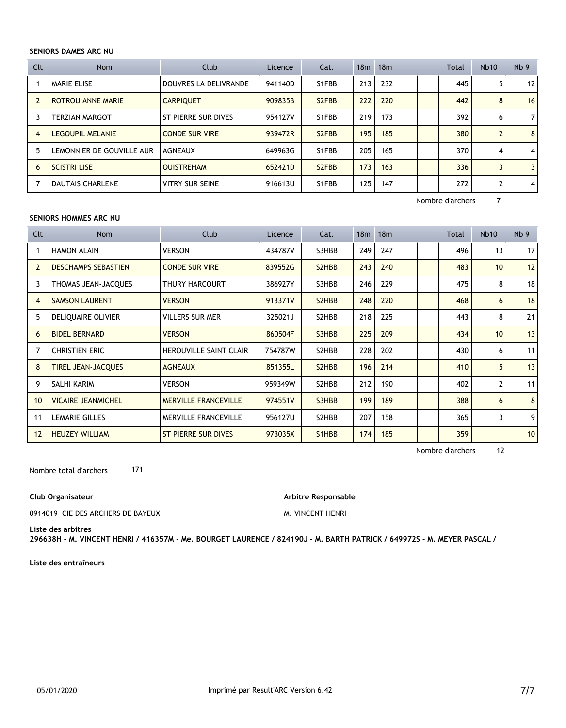**SENIORS DAMES ARC NU**

| Clt | Nom | Club | Licence | Cat. | 18m | 18m | | | Total | Nb10 | Nb 9 |
|---|---|---|---|---|---|---|---|---|---|---|---|
| 1 | MARIE ELISE | DOUVRES LA DELIVRANDE | 941140D | S1FBB | 213 | 232 | | | 445 | 5 | 12 |
| 2 | ROTROU ANNE MARIE | CARPIQUET | 909835B | S2FBB | 222 | 220 | | | 442 | 8 | 16 |
| 3 | TERZIAN MARGOT | ST PIERRE SUR DIVES | 954127V | S1FBB | 219 | 173 | | | 392 | 6 | 7 |
| 4 | LEGOUPIL MELANIE | CONDE SUR VIRE | 939472R | S2FBB | 195 | 185 | | | 380 | 2 | 8 |
| 5 | LEMONNIER DE GOUVILLE AUR | AGNEAUX | 649963G | S1FBB | 205 | 165 | | | 370 | 4 | 4 |
| 6 | SCISTRI LISE | OUISTREHAM | 652421D | S2FBB | 173 | 163 | | | 336 | 3 | 3 |
| 7 | DAUTAIS CHARLENE | VITRY SUR SEINE | 916613U | S1FBB | 125 | 147 | | | 272 | 2 | 4 |

Nombre d'archers 7

**SENIORS HOMMES ARC NU**

| Clt | Nom | Club | Licence | Cat. | 18m | 18m | | | Total | Nb10 | Nb 9 |
|---|---|---|---|---|---|---|---|---|---|---|---|
| 1 | HAMON ALAIN | VERSON | 434787V | S3HBB | 249 | 247 | | | 496 | 13 | 17 |
| 2 | DESCHAMPS SEBASTIEN | CONDE SUR VIRE | 839552G | S2HBB | 243 | 240 | | | 483 | 10 | 12 |
| 3 | THOMAS JEAN-JACQUES | THURY HARCOURT | 386927Y | S3HBB | 246 | 229 | | | 475 | 8 | 18 |
| 4 | SAMSON LAURENT | VERSON | 913371V | S2HBB | 248 | 220 | | | 468 | 6 | 18 |
| 5 | DELIQUAIRE OLIVIER | VILLERS SUR MER | 325021J | S2HBB | 218 | 225 | | | 443 | 8 | 21 |
| 6 | BIDEL BERNARD | VERSON | 860504F | S3HBB | 225 | 209 | | | 434 | 10 | 13 |
| 7 | CHRISTIEN ERIC | HEROUVILLE SAINT CLAIR | 754787W | S2HBB | 228 | 202 | | | 430 | 6 | 11 |
| 8 | TIREL JEAN-JACQUES | AGNEAUX | 851355L | S2HBB | 196 | 214 | | | 410 | 5 | 13 |
| 9 | SALHI KARIM | VERSON | 959349W | S2HBB | 212 | 190 | | | 402 | 2 | 11 |
| 10 | VICAIRE JEANMICHEL | MERVILLE FRANCEVILLE | 974551V | S3HBB | 199 | 189 | | | 388 | 6 | 8 |
| 11 | LEMARIE GILLES | MERVILLE FRANCEVILLE | 956127U | S2HBB | 207 | 158 | | | 365 | 3 | 9 |
| 12 | HEUZEY WILLIAM | ST PIERRE SUR DIVES | 973035X | S1HBB | 174 | 185 | | | 359 | | 10 |

Nombre d'archers 12

Nombre total d'archers 171

**Club Organisateur**

0914019 CIE DES ARCHERS DE BAYEUX

**Arbitre Responsable**

M. VINCENT HENRI

**Liste des arbitres**

**296638H - M. VINCENT HENRI / 416357M - Me. BOURGET LAURENCE / 824190J - M. BARTH PATRICK / 649972S - M. MEYER PASCAL /**

**Liste des entraîneurs**

05/01/2020 Imprimé par Result'ARC Version 6.42